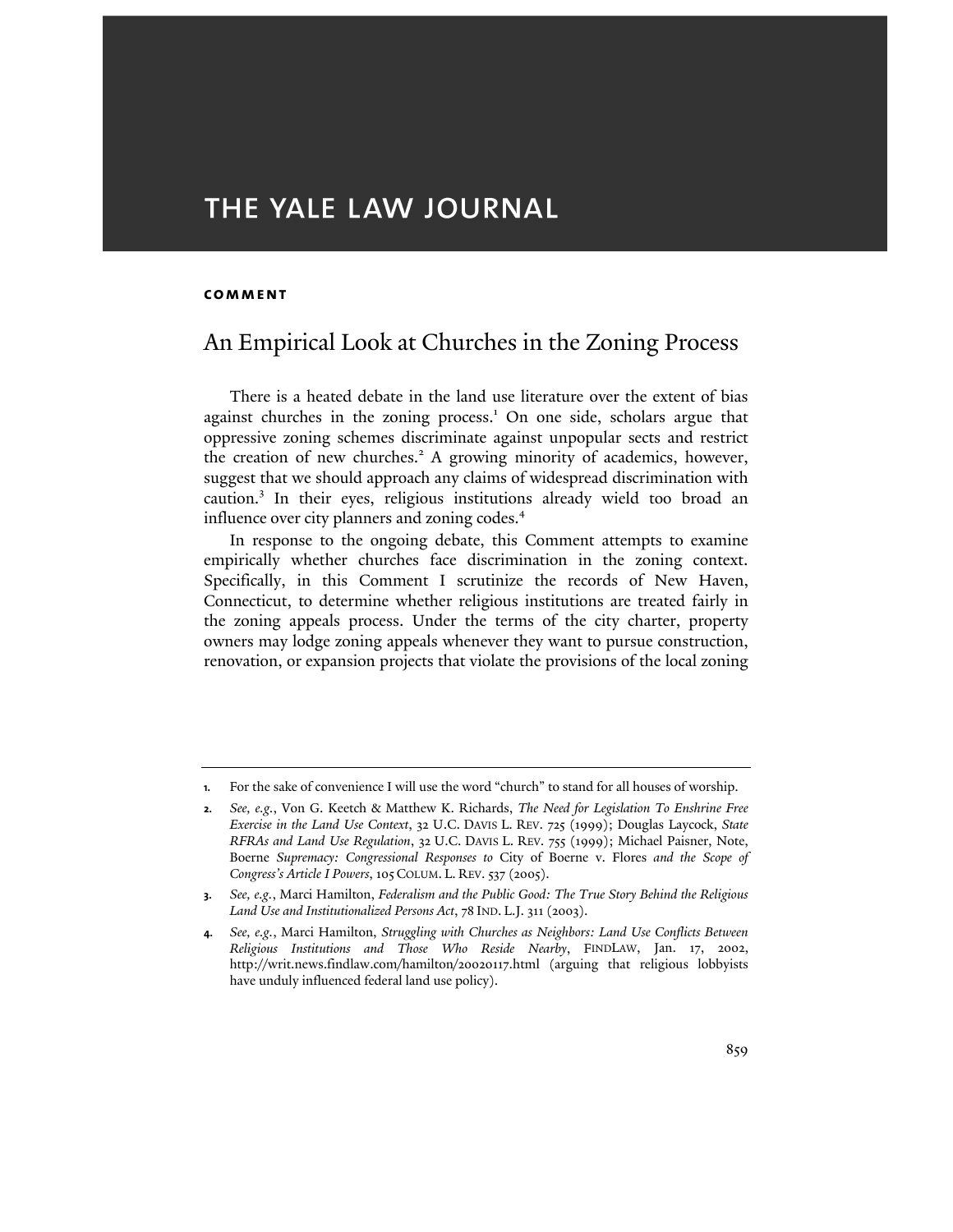# THE YALE LAW JOURNAL

**COMMENT**

## An Empirical Look at Churches in the Zoning Process

There is a heated debate in the land use literature over the extent of bias against churches in the zoning process.[1] On one side, scholars argue that oppressive zoning schemes discriminate against unpopular sects and restrict the creation of new churches.[2] A growing minority of academics, however, suggest that we should approach any claims of widespread discrimination with caution.[3] In their eyes, religious institutions already wield too broad an influence over city planners and zoning codes.[4]

In response to the ongoing debate, this Comment attempts to examine empirically whether churches face discrimination in the zoning context. Specifically, in this Comment I scrutinize the records of New Haven, Connecticut, to determine whether religious institutions are treated fairly in the zoning appeals process. Under the terms of the city charter, property owners may lodge zoning appeals whenever they want to pursue construction, renovation, or expansion projects that violate the provisions of the local zoning

---

1. For the sake of convenience I will use the word "church" to stand for all houses of worship.

2. *See, e.g.*, Von G. Keetch & Matthew K. Richards, *The Need for Legislation To Enshrine Free Exercise in the Land Use Context*, 32 U.C. DAVIS L. REV. 725 (1999); Douglas Laycock, *State RFRAs and Land Use Regulation*, 32 U.C. DAVIS L. REV. 755 (1999); Michael Paisner, Note, Boerne *Supremacy: Congressional Responses to* City of Boerne v. Flores *and the Scope of Congress's Article I Powers*, 105 COLUM. L. REV. 537 (2005).

3. *See, e.g.*, Marci Hamilton, *Federalism and the Public Good: The True Story Behind the Religious Land Use and Institutionalized Persons Act*, 78 IND. L.J. 311 (2003).

4. *See, e.g.*, Marci Hamilton, *Struggling with Churches as Neighbors: Land Use Conflicts Between Religious Institutions and Those Who Reside Nearby*, FINDLAW, Jan. 17, 2002, http://writ.news.findlaw.com/hamilton/20020117.html (arguing that religious lobbyists have unduly influenced federal land use policy).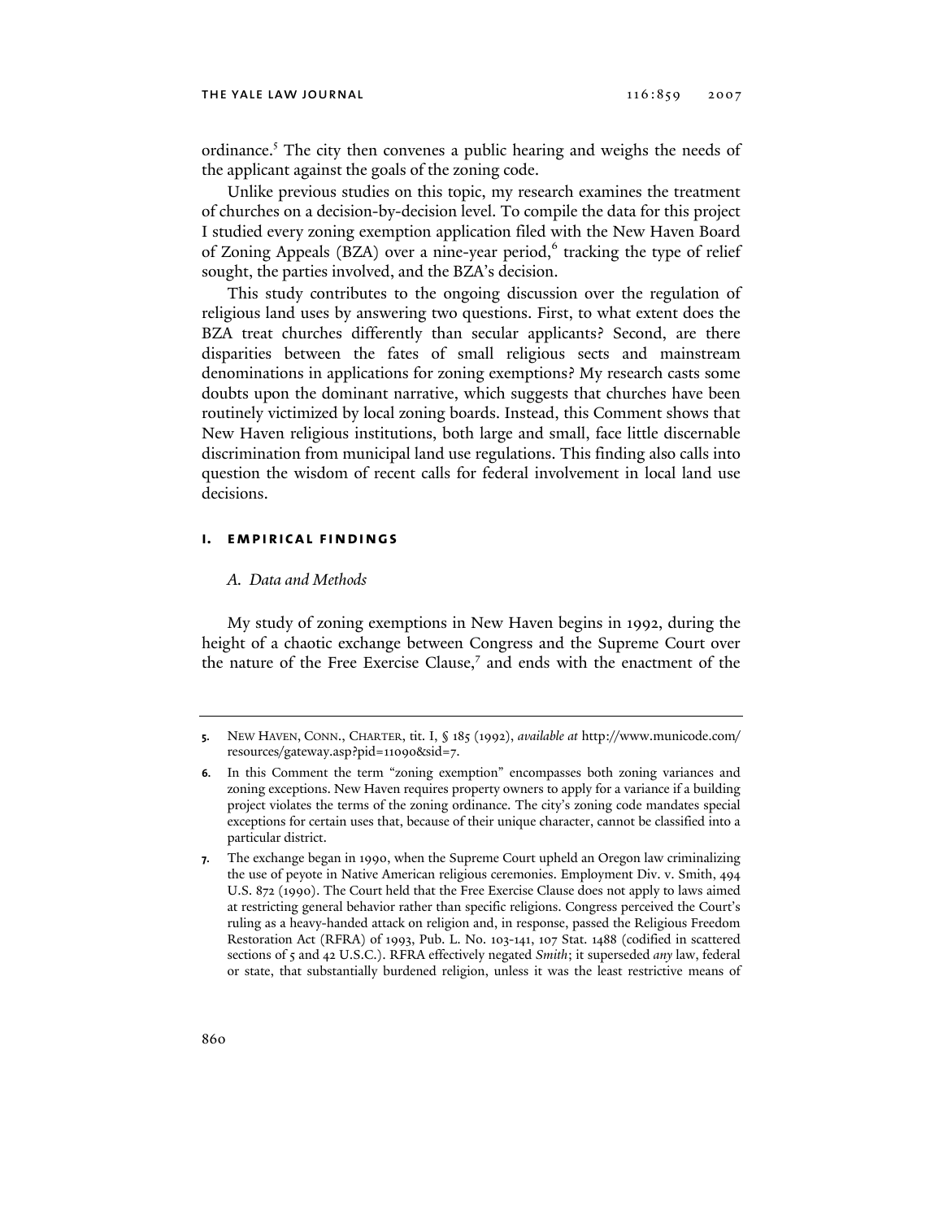ordinance.[5] The city then convenes a public hearing and weighs the needs of the applicant against the goals of the zoning code.

Unlike previous studies on this topic, my research examines the treatment of churches on a decision-by-decision level. To compile the data for this project I studied every zoning exemption application filed with the New Haven Board of Zoning Appeals (BZA) over a nine-year period,[6] tracking the type of relief sought, the parties involved, and the BZA's decision.

This study contributes to the ongoing discussion over the regulation of religious land uses by answering two questions. First, to what extent does the BZA treat churches differently than secular applicants? Second, are there disparities between the fates of small religious sects and mainstream denominations in applications for zoning exemptions? My research casts some doubts upon the dominant narrative, which suggests that churches have been routinely victimized by local zoning boards. Instead, this Comment shows that New Haven religious institutions, both large and small, face little discernable discrimination from municipal land use regulations. This finding also calls into question the wisdom of recent calls for federal involvement in local land use decisions.

## I. EMPIRICAL FINDINGS

### *A. Data and Methods*

My study of zoning exemptions in New Haven begins in 1992, during the height of a chaotic exchange between Congress and the Supreme Court over the nature of the Free Exercise Clause,[7] and ends with the enactment of the

---

**5.** NEW HAVEN, CONN., CHARTER, tit. I, § 185 (1992), *available at* http://www.municode.com/resources/gateway.asp?pid=11090&sid=7.

**6.** In this Comment the term "zoning exemption" encompasses both zoning variances and zoning exceptions. New Haven requires property owners to apply for a variance if a building project violates the terms of the zoning ordinance. The city's zoning code mandates special exceptions for certain uses that, because of their unique character, cannot be classified into a particular district.

**7.** The exchange began in 1990, when the Supreme Court upheld an Oregon law criminalizing the use of peyote in Native American religious ceremonies. Employment Div. v. Smith, 494 U.S. 872 (1990). The Court held that the Free Exercise Clause does not apply to laws aimed at restricting general behavior rather than specific religions. Congress perceived the Court's ruling as a heavy-handed attack on religion and, in response, passed the Religious Freedom Restoration Act (RFRA) of 1993, Pub. L. No. 103-141, 107 Stat. 1488 (codified in scattered sections of 5 and 42 U.S.C.). RFRA effectively negated *Smith*; it superseded *any* law, federal or state, that substantially burdened religion, unless it was the least restrictive means of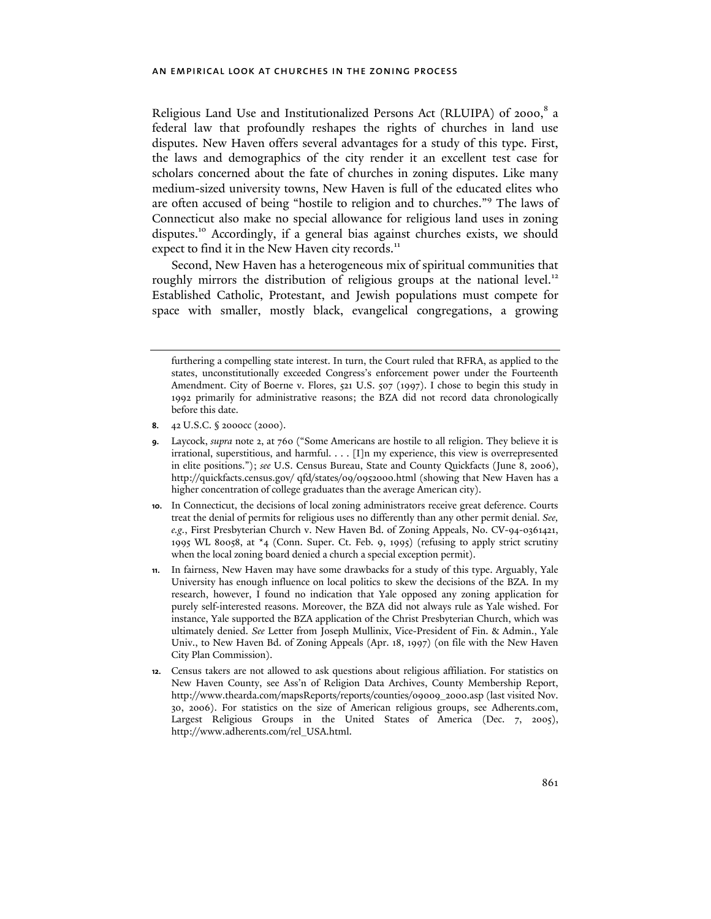Religious Land Use and Institutionalized Persons Act (RLUIPA) of 2000,[8] a federal law that profoundly reshapes the rights of churches in land use disputes. New Haven offers several advantages for a study of this type. First, the laws and demographics of the city render it an excellent test case for scholars concerned about the fate of churches in zoning disputes. Like many medium-sized university towns, New Haven is full of the educated elites who are often accused of being "hostile to religion and to churches."[9] The laws of Connecticut also make no special allowance for religious land uses in zoning disputes.[10] Accordingly, if a general bias against churches exists, we should expect to find it in the New Haven city records.[11]

Second, New Haven has a heterogeneous mix of spiritual communities that roughly mirrors the distribution of religious groups at the national level.[12] Established Catholic, Protestant, and Jewish populations must compete for space with smaller, mostly black, evangelical congregations, a growing

---

furthering a compelling state interest. In turn, the Court ruled that RFRA, as applied to the states, unconstitutionally exceeded Congress's enforcement power under the Fourteenth Amendment. City of Boerne v. Flores, 521 U.S. 507 (1997). I chose to begin this study in 1992 primarily for administrative reasons; the BZA did not record data chronologically before this date.

**8.** 42 U.S.C. § 2000cc (2000).

**9.** Laycock, *supra* note 2, at 760 ("Some Americans are hostile to all religion. They believe it is irrational, superstitious, and harmful. . . . [I]n my experience, this view is overrepresented in elite positions."); *see* U.S. Census Bureau, State and County Quickfacts (June 8, 2006), http://quickfacts.census.gov/ qfd/states/09/0952000.html (showing that New Haven has a higher concentration of college graduates than the average American city).

**10.** In Connecticut, the decisions of local zoning administrators receive great deference. Courts treat the denial of permits for religious uses no differently than any other permit denial. *See, e.g.*, First Presbyterian Church v. New Haven Bd. of Zoning Appeals, No. CV-94-0361421, 1995 WL 80058, at *4 (Conn. Super. Ct. Feb. 9, 1995) (refusing to apply strict scrutiny when the local zoning board denied a church a special exception permit).

**11.** In fairness, New Haven may have some drawbacks for a study of this type. Arguably, Yale University has enough influence on local politics to skew the decisions of the BZA. In my research, however, I found no indication that Yale opposed any zoning application for purely self-interested reasons. Moreover, the BZA did not always rule as Yale wished. For instance, Yale supported the BZA application of the Christ Presbyterian Church, which was ultimately denied. *See* Letter from Joseph Mullinix, Vice-President of Fin. & Admin., Yale Univ., to New Haven Bd. of Zoning Appeals (Apr. 18, 1997) (on file with the New Haven City Plan Commission).

**12.** Census takers are not allowed to ask questions about religious affiliation. For statistics on New Haven County, see Ass'n of Religion Data Archives, County Membership Report, http://www.thearda.com/mapsReports/reports/counties/09009_2000.asp (last visited Nov. 30, 2006). For statistics on the size of American religious groups, see Adherents.com, Largest Religious Groups in the United States of America (Dec. 7, 2005), http://www.adherents.com/rel_USA.html.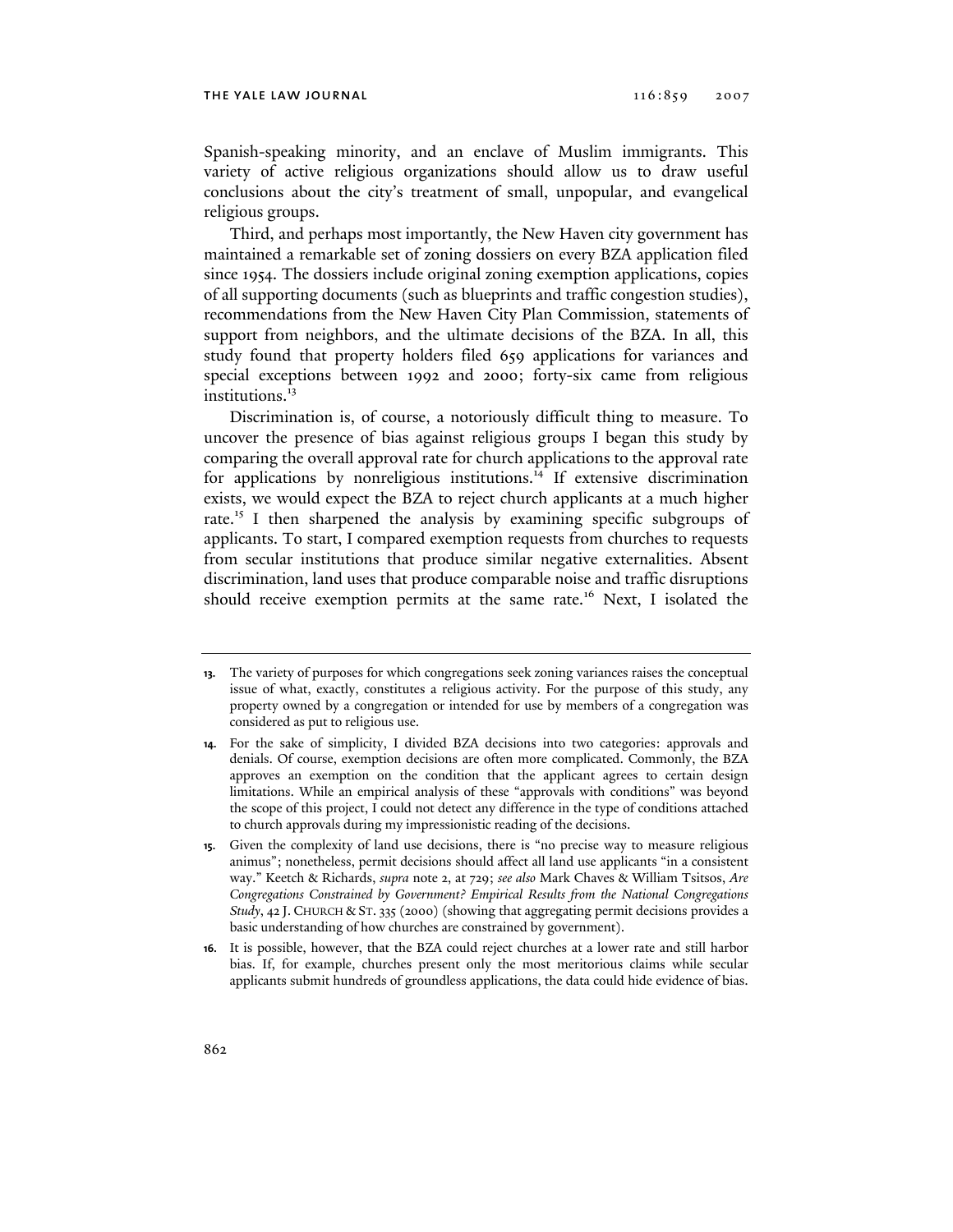Spanish-speaking minority, and an enclave of Muslim immigrants. This variety of active religious organizations should allow us to draw useful conclusions about the city's treatment of small, unpopular, and evangelical religious groups.

Third, and perhaps most importantly, the New Haven city government has maintained a remarkable set of zoning dossiers on every BZA application filed since 1954. The dossiers include original zoning exemption applications, copies of all supporting documents (such as blueprints and traffic congestion studies), recommendations from the New Haven City Plan Commission, statements of support from neighbors, and the ultimate decisions of the BZA. In all, this study found that property holders filed 659 applications for variances and special exceptions between 1992 and 2000; forty-six came from religious institutions.[13]

Discrimination is, of course, a notoriously difficult thing to measure. To uncover the presence of bias against religious groups I began this study by comparing the overall approval rate for church applications to the approval rate for applications by nonreligious institutions.[14] If extensive discrimination exists, we would expect the BZA to reject church applicants at a much higher rate.[15] I then sharpened the analysis by examining specific subgroups of applicants. To start, I compared exemption requests from churches to requests from secular institutions that produce similar negative externalities. Absent discrimination, land uses that produce comparable noise and traffic disruptions should receive exemption permits at the same rate.[16] Next, I isolated the

---

**13.** The variety of purposes for which congregations seek zoning variances raises the conceptual issue of what, exactly, constitutes a religious activity. For the purpose of this study, any property owned by a congregation or intended for use by members of a congregation was considered as put to religious use.

**14.** For the sake of simplicity, I divided BZA decisions into two categories: approvals and denials. Of course, exemption decisions are often more complicated. Commonly, the BZA approves an exemption on the condition that the applicant agrees to certain design limitations. While an empirical analysis of these "approvals with conditions" was beyond the scope of this project, I could not detect any difference in the type of conditions attached to church approvals during my impressionistic reading of the decisions.

**15.** Given the complexity of land use decisions, there is "no precise way to measure religious animus"; nonetheless, permit decisions should affect all land use applicants "in a consistent way." Keetch & Richards, *supra* note 2, at 729; *see also* Mark Chaves & William Tsitsos, *Are Congregations Constrained by Government? Empirical Results from the National Congregations Study*, 42 J. CHURCH & ST. 335 (2000) (showing that aggregating permit decisions provides a basic understanding of how churches are constrained by government).

**16.** It is possible, however, that the BZA could reject churches at a lower rate and still harbor bias. If, for example, churches present only the most meritorious claims while secular applicants submit hundreds of groundless applications, the data could hide evidence of bias.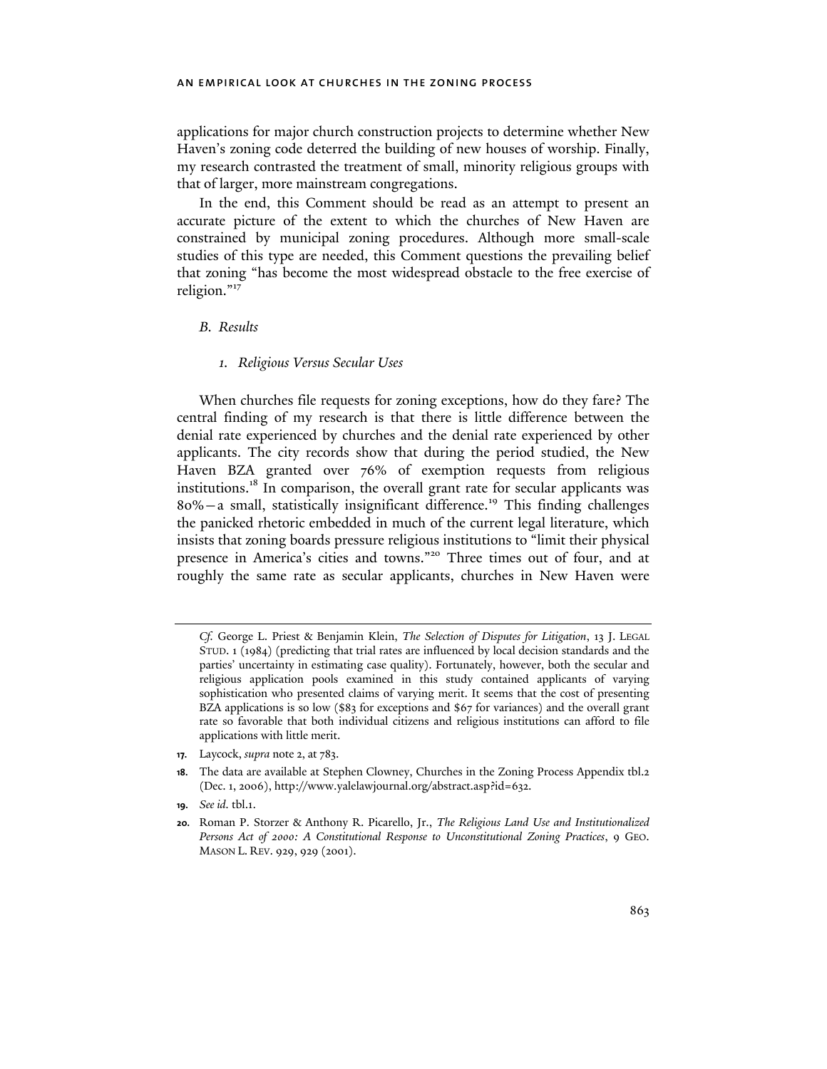applications for major church construction projects to determine whether New Haven's zoning code deterred the building of new houses of worship. Finally, my research contrasted the treatment of small, minority religious groups with that of larger, more mainstream congregations.

In the end, this Comment should be read as an attempt to present an accurate picture of the extent to which the churches of New Haven are constrained by municipal zoning procedures. Although more small-scale studies of this type are needed, this Comment questions the prevailing belief that zoning "has become the most widespread obstacle to the free exercise of religion."[17]

### *B. Results*

#### *1. Religious Versus Secular Uses*

When churches file requests for zoning exceptions, how do they fare? The central finding of my research is that there is little difference between the denial rate experienced by churches and the denial rate experienced by other applicants. The city records show that during the period studied, the New Haven BZA granted over 76% of exemption requests from religious institutions.[18] In comparison, the overall grant rate for secular applicants was 80%—a small, statistically insignificant difference.[19] This finding challenges the panicked rhetoric embedded in much of the current legal literature, which insists that zoning boards pressure religious institutions to "limit their physical presence in America's cities and towns."[20] Three times out of four, and at roughly the same rate as secular applicants, churches in New Haven were

---

*Cf.* George L. Priest & Benjamin Klein, *The Selection of Disputes for Litigation*, 13 J. LEGAL STUD. 1 (1984) (predicting that trial rates are influenced by local decision standards and the parties' uncertainty in estimating case quality). Fortunately, however, both the secular and religious application pools examined in this study contained applicants of varying sophistication who presented claims of varying merit. It seems that the cost of presenting BZA applications is so low ($83 for exceptions and $67 for variances) and the overall grant rate so favorable that both individual citizens and religious institutions can afford to file applications with little merit.

17. Laycock, *supra* note 2, at 783.

18. The data are available at Stephen Clowney, Churches in the Zoning Process Appendix tbl.2 (Dec. 1, 2006), http://www.yalelawjournal.org/abstract.asp?id=632.

19. *See id.* tbl.1.

20. Roman P. Storzer & Anthony R. Picarello, Jr., *The Religious Land Use and Institutionalized Persons Act of 2000: A Constitutional Response to Unconstitutional Zoning Practices*, 9 GEO. MASON L. REV. 929, 929 (2001).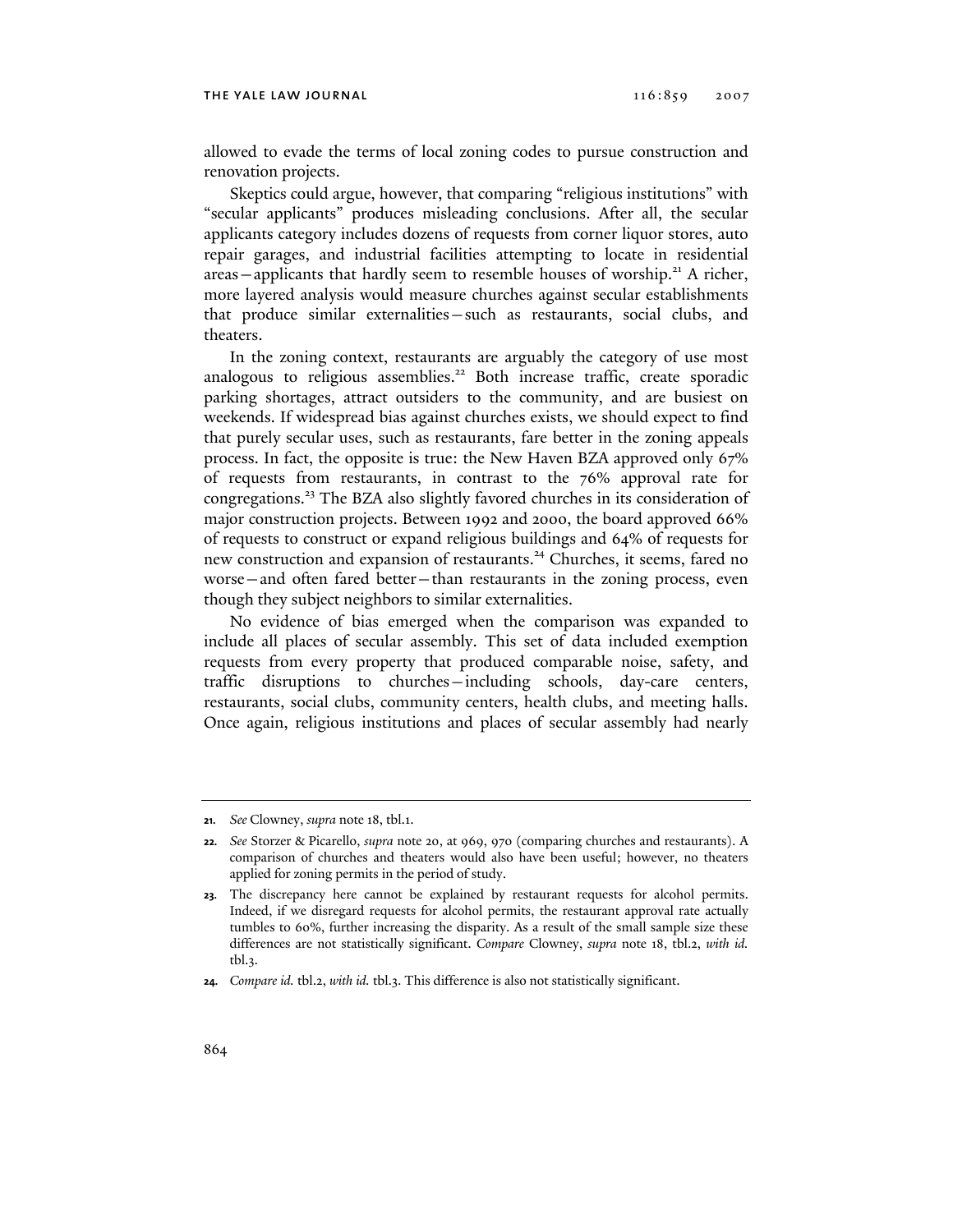allowed to evade the terms of local zoning codes to pursue construction and renovation projects.

Skeptics could argue, however, that comparing "religious institutions" with "secular applicants" produces misleading conclusions. After all, the secular applicants category includes dozens of requests from corner liquor stores, auto repair garages, and industrial facilities attempting to locate in residential areas—applicants that hardly seem to resemble houses of worship.[21] A richer, more layered analysis would measure churches against secular establishments that produce similar externalities—such as restaurants, social clubs, and theaters.

In the zoning context, restaurants are arguably the category of use most analogous to religious assemblies.[22] Both increase traffic, create sporadic parking shortages, attract outsiders to the community, and are busiest on weekends. If widespread bias against churches exists, we should expect to find that purely secular uses, such as restaurants, fare better in the zoning appeals process. In fact, the opposite is true: the New Haven BZA approved only 67% of requests from restaurants, in contrast to the 76% approval rate for congregations.[23] The BZA also slightly favored churches in its consideration of major construction projects. Between 1992 and 2000, the board approved 66% of requests to construct or expand religious buildings and 64% of requests for new construction and expansion of restaurants.[24] Churches, it seems, fared no worse—and often fared better—than restaurants in the zoning process, even though they subject neighbors to similar externalities.

No evidence of bias emerged when the comparison was expanded to include all places of secular assembly. This set of data included exemption requests from every property that produced comparable noise, safety, and traffic disruptions to churches—including schools, day-care centers, restaurants, social clubs, community centers, health clubs, and meeting halls. Once again, religious institutions and places of secular assembly had nearly

---

**21.** *See* Clowney, *supra* note 18, tbl.1.

**22.** *See* Storzer & Picarello, *supra* note 20, at 969, 970 (comparing churches and restaurants). A comparison of churches and theaters would also have been useful; however, no theaters applied for zoning permits in the period of study.

**23.** The discrepancy here cannot be explained by restaurant requests for alcohol permits. Indeed, if we disregard requests for alcohol permits, the restaurant approval rate actually tumbles to 60%, further increasing the disparity. As a result of the small sample size these differences are not statistically significant. *Compare* Clowney, *supra* note 18, tbl.2, *with id.* tbl.3.

**24.** *Compare id.* tbl.2, *with id.* tbl.3. This difference is also not statistically significant.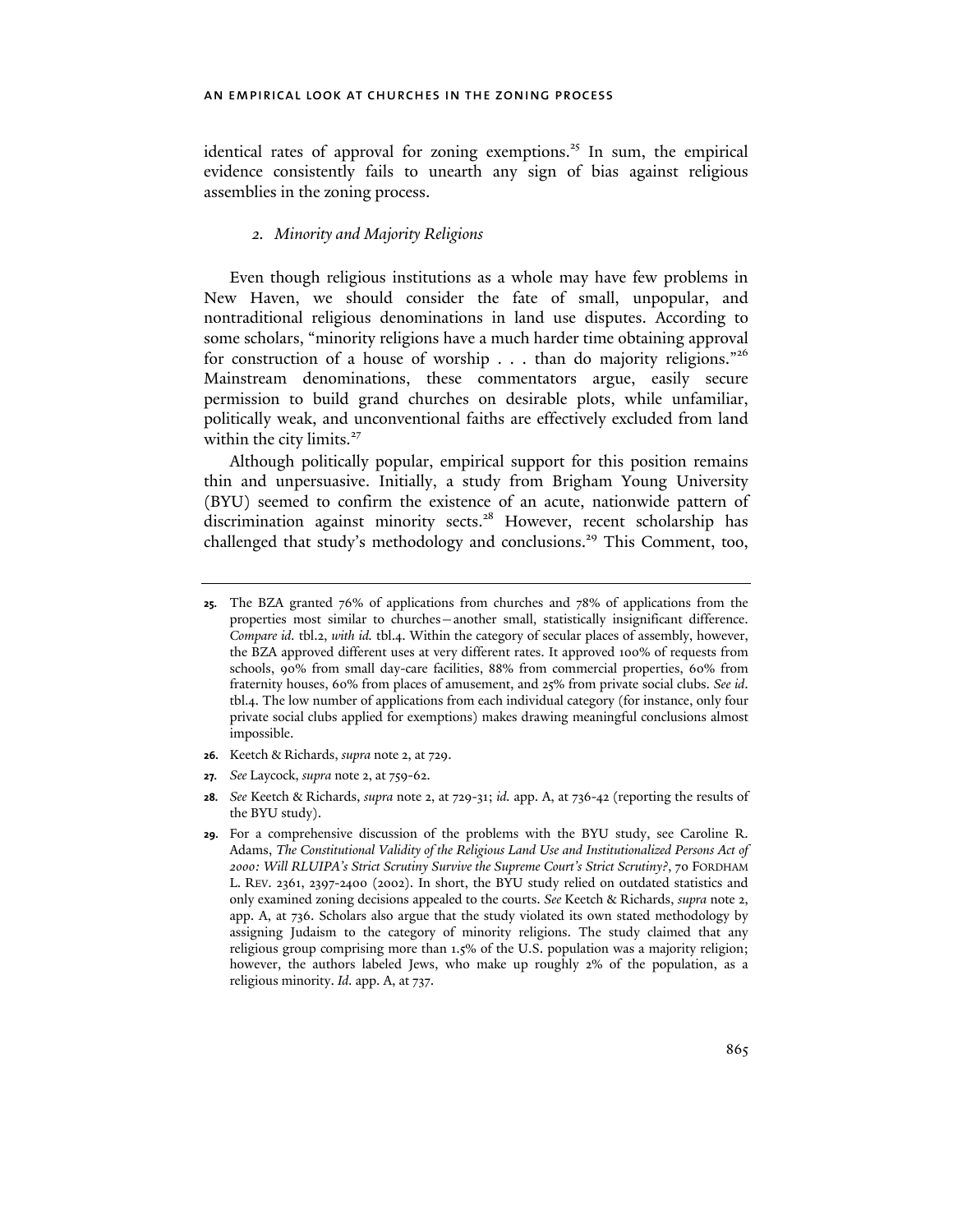identical rates of approval for zoning exemptions.[25] In sum, the empirical evidence consistently fails to unearth any sign of bias against religious assemblies in the zoning process.

### *2. Minority and Majority Religions*

Even though religious institutions as a whole may have few problems in New Haven, we should consider the fate of small, unpopular, and nontraditional religious denominations in land use disputes. According to some scholars, "minority religions have a much harder time obtaining approval for construction of a house of worship . . . than do majority religions."[26] Mainstream denominations, these commentators argue, easily secure permission to build grand churches on desirable plots, while unfamiliar, politically weak, and unconventional faiths are effectively excluded from land within the city limits.[27]

Although politically popular, empirical support for this position remains thin and unpersuasive. Initially, a study from Brigham Young University (BYU) seemed to confirm the existence of an acute, nationwide pattern of discrimination against minority sects.[28] However, recent scholarship has challenged that study's methodology and conclusions.[29] This Comment, too,

---

**25.** The BZA granted 76% of applications from churches and 78% of applications from the properties most similar to churches—another small, statistically insignificant difference. *Compare id.* tbl.2, *with id.* tbl.4. Within the category of secular places of assembly, however, the BZA approved different uses at very different rates. It approved 100% of requests from schools, 90% from small day-care facilities, 88% from commercial properties, 60% from fraternity houses, 60% from places of amusement, and 25% from private social clubs. *See id.* tbl.4. The low number of applications from each individual category (for instance, only four private social clubs applied for exemptions) makes drawing meaningful conclusions almost impossible.

**26.** Keetch & Richards, *supra* note 2, at 729.

**27.** *See* Laycock, *supra* note 2, at 759-62.

**28.** *See* Keetch & Richards, *supra* note 2, at 729-31; *id.* app. A, at 736-42 (reporting the results of the BYU study).

**29.** For a comprehensive discussion of the problems with the BYU study, see Caroline R. Adams, *The Constitutional Validity of the Religious Land Use and Institutionalized Persons Act of 2000: Will RLUIPA's Strict Scrutiny Survive the Supreme Court's Strict Scrutiny?*, 70 FORDHAM L. REV. 2361, 2397-2400 (2002). In short, the BYU study relied on outdated statistics and only examined zoning decisions appealed to the courts. *See* Keetch & Richards, *supra* note 2, app. A, at 736. Scholars also argue that the study violated its own stated methodology by assigning Judaism to the category of minority religions. The study claimed that any religious group comprising more than 1.5% of the U.S. population was a majority religion; however, the authors labeled Jews, who make up roughly 2% of the population, as a religious minority. *Id.* app. A, at 737.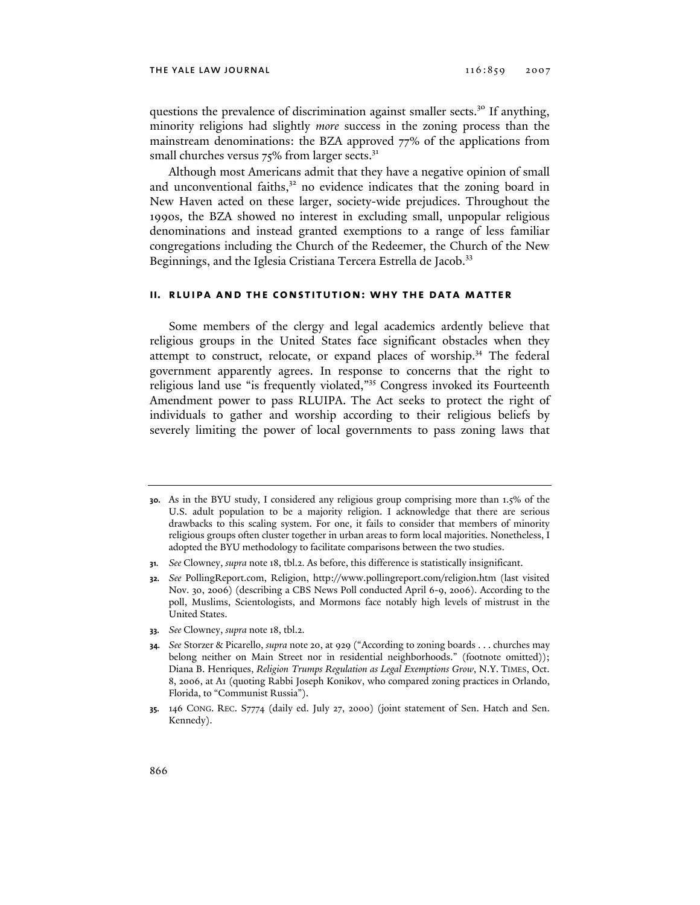questions the prevalence of discrimination against smaller sects.[30] If anything, minority religions had slightly *more* success in the zoning process than the mainstream denominations: the BZA approved 77% of the applications from small churches versus 75% from larger sects.[31]

Although most Americans admit that they have a negative opinion of small and unconventional faiths,[32] no evidence indicates that the zoning board in New Haven acted on these larger, society-wide prejudices. Throughout the 1990s, the BZA showed no interest in excluding small, unpopular religious denominations and instead granted exemptions to a range of less familiar congregations including the Church of the Redeemer, the Church of the New Beginnings, and the Iglesia Cristiana Tercera Estrella de Jacob.[33]

## II. RLUIPA AND THE CONSTITUTION: WHY THE DATA MATTER

Some members of the clergy and legal academics ardently believe that religious groups in the United States face significant obstacles when they attempt to construct, relocate, or expand places of worship.[34] The federal government apparently agrees. In response to concerns that the right to religious land use "is frequently violated,"[35] Congress invoked its Fourteenth Amendment power to pass RLUIPA. The Act seeks to protect the right of individuals to gather and worship according to their religious beliefs by severely limiting the power of local governments to pass zoning laws that

---

**30.** As in the BYU study, I considered any religious group comprising more than 1.5% of the U.S. adult population to be a majority religion. I acknowledge that there are serious drawbacks to this scaling system. For one, it fails to consider that members of minority religious groups often cluster together in urban areas to form local majorities. Nonetheless, I adopted the BYU methodology to facilitate comparisons between the two studies.

**31.** *See* Clowney, *supra* note 18, tbl.2. As before, this difference is statistically insignificant.

**32.** *See* PollingReport.com, Religion, http://www.pollingreport.com/religion.htm (last visited Nov. 30, 2006) (describing a CBS News Poll conducted April 6-9, 2006). According to the poll, Muslims, Scientologists, and Mormons face notably high levels of mistrust in the United States.

**33.** *See* Clowney, *supra* note 18, tbl.2.

**34.** *See* Storzer & Picarello, *supra* note 20, at 929 ("According to zoning boards . . . churches may belong neither on Main Street nor in residential neighborhoods." (footnote omitted)); Diana B. Henriques, *Religion Trumps Regulation as Legal Exemptions Grow*, N.Y. TIMES, Oct. 8, 2006, at A1 (quoting Rabbi Joseph Konikov, who compared zoning practices in Orlando, Florida, to "Communist Russia").

**35.** 146 CONG. REC. S7774 (daily ed. July 27, 2000) (joint statement of Sen. Hatch and Sen. Kennedy).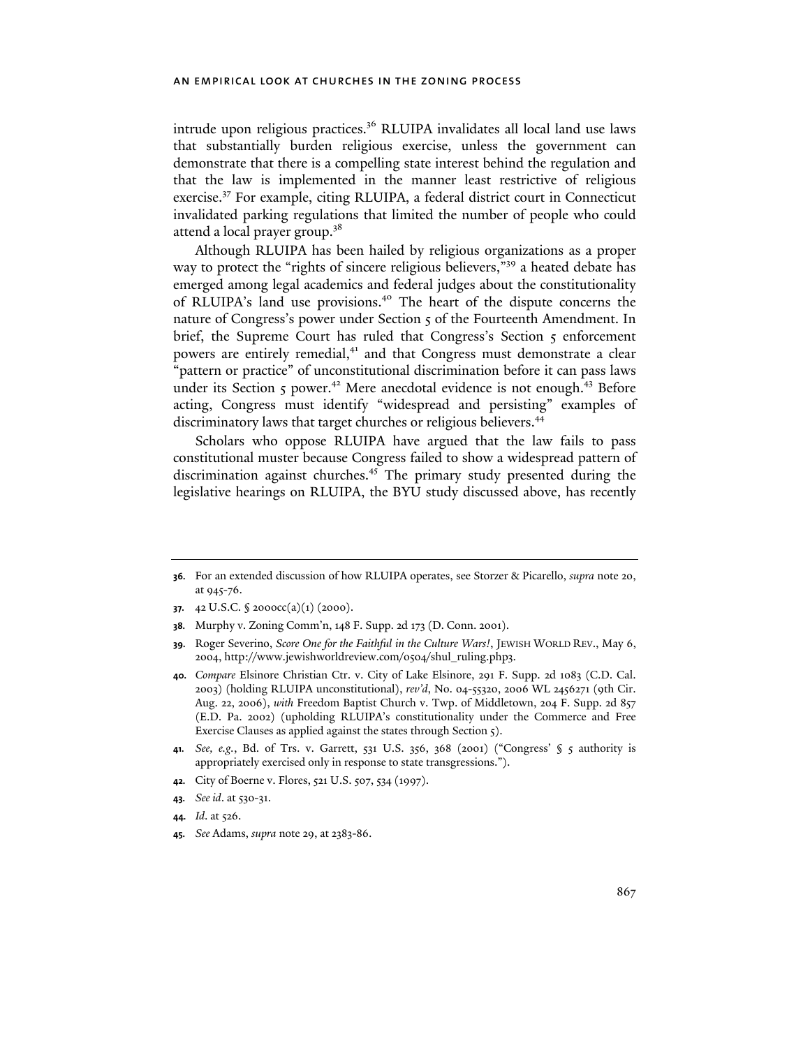intrude upon religious practices.[36] RLUIPA invalidates all local land use laws that substantially burden religious exercise, unless the government can demonstrate that there is a compelling state interest behind the regulation and that the law is implemented in the manner least restrictive of religious exercise.[37] For example, citing RLUIPA, a federal district court in Connecticut invalidated parking regulations that limited the number of people who could attend a local prayer group.[38]

Although RLUIPA has been hailed by religious organizations as a proper way to protect the "rights of sincere religious believers,"[39] a heated debate has emerged among legal academics and federal judges about the constitutionality of RLUIPA's land use provisions.[40] The heart of the dispute concerns the nature of Congress's power under Section 5 of the Fourteenth Amendment. In brief, the Supreme Court has ruled that Congress's Section 5 enforcement powers are entirely remedial,[41] and that Congress must demonstrate a clear "pattern or practice" of unconstitutional discrimination before it can pass laws under its Section 5 power.[42] Mere anecdotal evidence is not enough.[43] Before acting, Congress must identify "widespread and persisting" examples of discriminatory laws that target churches or religious believers.[44]

Scholars who oppose RLUIPA have argued that the law fails to pass constitutional muster because Congress failed to show a widespread pattern of discrimination against churches.[45] The primary study presented during the legislative hearings on RLUIPA, the BYU study discussed above, has recently

---

**36.** For an extended discussion of how RLUIPA operates, see Storzer & Picarello, *supra* note 20, at 945-76.

**37.** 42 U.S.C. § 2000cc(a)(1) (2000).

**38.** Murphy v. Zoning Comm'n, 148 F. Supp. 2d 173 (D. Conn. 2001).

**39.** Roger Severino, *Score One for the Faithful in the Culture Wars!*, JEWISH WORLD REV., May 6, 2004, http://www.jewishworldreview.com/0504/shul_ruling.php3.

**40.** *Compare* Elsinore Christian Ctr. v. City of Lake Elsinore, 291 F. Supp. 2d 1083 (C.D. Cal. 2003) (holding RLUIPA unconstitutional), *rev'd*, No. 04-55320, 2006 WL 2456271 (9th Cir. Aug. 22, 2006), *with* Freedom Baptist Church v. Twp. of Middletown, 204 F. Supp. 2d 857 (E.D. Pa. 2002) (upholding RLUIPA's constitutionality under the Commerce and Free Exercise Clauses as applied against the states through Section 5).

**41.** *See, e.g.*, Bd. of Trs. v. Garrett, 531 U.S. 356, 368 (2001) ("Congress' § 5 authority is appropriately exercised only in response to state transgressions.").

**42.** City of Boerne v. Flores, 521 U.S. 507, 534 (1997).

**43.** *See id*. at 530-31.

**44.** *Id*. at 526.

**45.** *See* Adams, *supra* note 29, at 2383-86.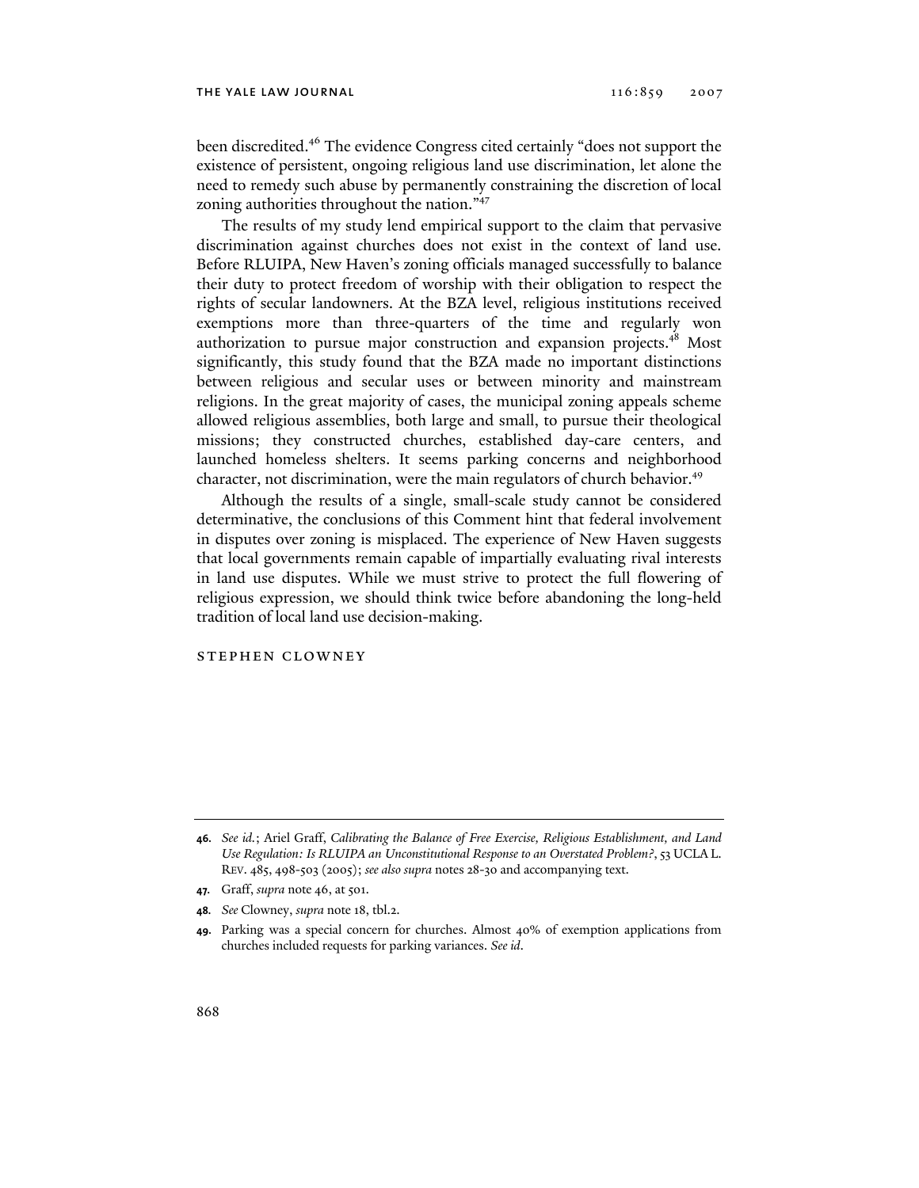been discredited.[46] The evidence Congress cited certainly "does not support the existence of persistent, ongoing religious land use discrimination, let alone the need to remedy such abuse by permanently constraining the discretion of local zoning authorities throughout the nation."[47]

The results of my study lend empirical support to the claim that pervasive discrimination against churches does not exist in the context of land use. Before RLUIPA, New Haven's zoning officials managed successfully to balance their duty to protect freedom of worship with their obligation to respect the rights of secular landowners. At the BZA level, religious institutions received exemptions more than three-quarters of the time and regularly won authorization to pursue major construction and expansion projects.[48] Most significantly, this study found that the BZA made no important distinctions between religious and secular uses or between minority and mainstream religions. In the great majority of cases, the municipal zoning appeals scheme allowed religious assemblies, both large and small, to pursue their theological missions; they constructed churches, established day-care centers, and launched homeless shelters. It seems parking concerns and neighborhood character, not discrimination, were the main regulators of church behavior.[49]

Although the results of a single, small-scale study cannot be considered determinative, the conclusions of this Comment hint that federal involvement in disputes over zoning is misplaced. The experience of New Haven suggests that local governments remain capable of impartially evaluating rival interests in land use disputes. While we must strive to protect the full flowering of religious expression, we should think twice before abandoning the long-held tradition of local land use decision-making.

STEPHEN CLOWNEY

---

**46.** *See id.*; Ariel Graff, *Calibrating the Balance of Free Exercise, Religious Establishment, and Land Use Regulation: Is RLUIPA an Unconstitutional Response to an Overstated Problem?*, 53 UCLA L. REV. 485, 498-503 (2005); *see also supra* notes 28-30 and accompanying text.

**47.** Graff, *supra* note 46, at 501.

**48.** *See* Clowney, *supra* note 18, tbl.2.

**49.** Parking was a special concern for churches. Almost 40% of exemption applications from churches included requests for parking variances. *See id*.